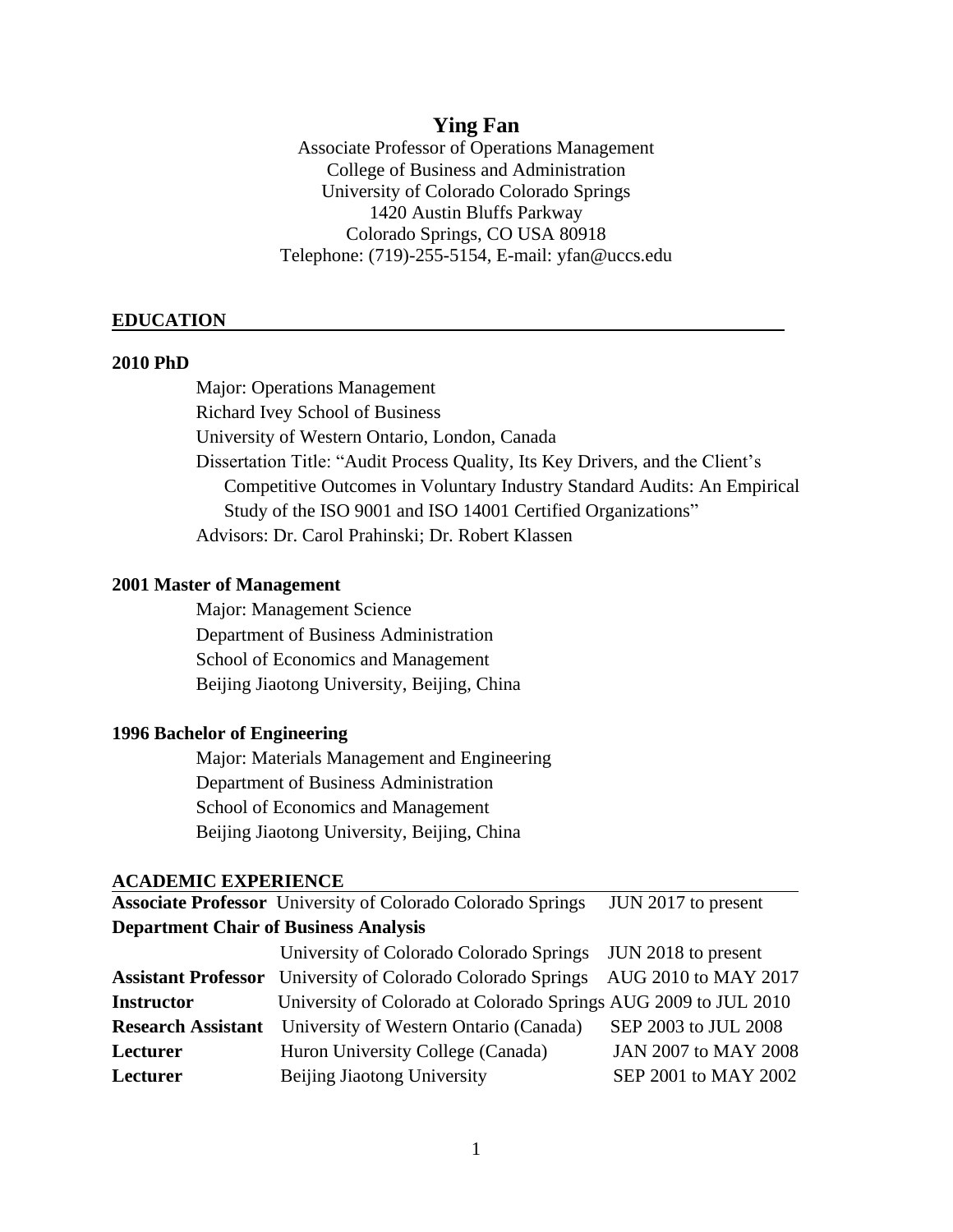# Ying Fan

Associate Professor of Operations Management
College of Business and Administration
University of Colorado Colorado Springs
1420 Austin Bluffs Parkway
Colorado Springs, CO USA 80918
Telephone: (719)-255-5154, E-mail: yfan@uccs.edu

## EDUCATION

**2010 PhD**

Major: Operations Management
Richard Ivey School of Business
University of Western Ontario, London, Canada
Dissertation Title: "Audit Process Quality, Its Key Drivers, and the Client's Competitive Outcomes in Voluntary Industry Standard Audits: An Empirical Study of the ISO 9001 and ISO 14001 Certified Organizations"
Advisors: Dr. Carol Prahinski; Dr. Robert Klassen

**2001 Master of Management**

Major: Management Science
Department of Business Administration
School of Economics and Management
Beijing Jiaotong University, Beijing, China

**1996 Bachelor of Engineering**

Major: Materials Management and Engineering
Department of Business Administration
School of Economics and Management
Beijing Jiaotong University, Beijing, China

## ACADEMIC EXPERIENCE

| | | |
|---|---|---|
| **Associate Professor** | University of Colorado Colorado Springs | JUN 2017 to present |
| **Department Chair of Business Analysis** | University of Colorado Colorado Springs | JUN 2018 to present |
| **Assistant Professor** | University of Colorado Colorado Springs | AUG 2010 to MAY 2017 |
| **Instructor** | University of Colorado at Colorado Springs | AUG 2009 to JUL 2010 |
| **Research Assistant** | University of Western Ontario (Canada) | SEP 2003 to JUL 2008 |
| **Lecturer** | Huron University College (Canada) | JAN 2007 to MAY 2008 |
| **Lecturer** | Beijing Jiaotong University | SEP 2001 to MAY 2002 |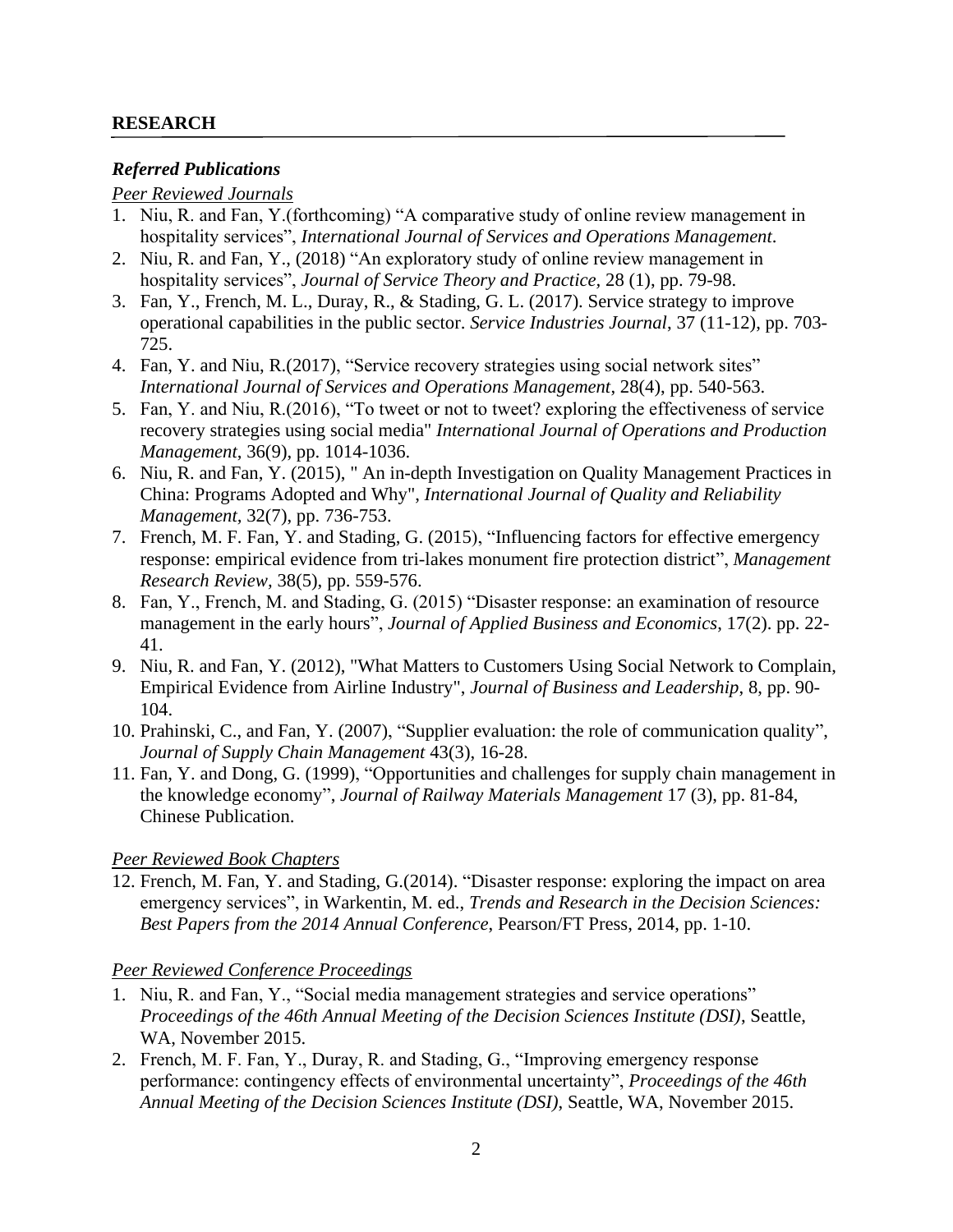## RESEARCH

### *Referred Publications*

*Peer Reviewed Journals*

1. Niu, R. and Fan, Y.(forthcoming) "A comparative study of online review management in hospitality services", *International Journal of Services and Operations Management*.
2. Niu, R. and Fan, Y., (2018) "An exploratory study of online review management in hospitality services", *Journal of Service Theory and Practice,* 28 (1), pp. 79-98.
3. Fan, Y., French, M. L., Duray, R., & Stading, G. L. (2017). Service strategy to improve operational capabilities in the public sector. *Service Industries Journal*, 37 (11-12), pp. 703-725.
4. Fan, Y. and Niu, R.(2017), "Service recovery strategies using social network sites" *International Journal of Services and Operations Management*, 28(4), pp. 540-563.
5. Fan, Y. and Niu, R.(2016), "To tweet or not to tweet? exploring the effectiveness of service recovery strategies using social media" *International Journal of Operations and Production Management*, 36(9), pp. 1014-1036.
6. Niu, R. and Fan, Y. (2015), " An in-depth Investigation on Quality Management Practices in China: Programs Adopted and Why", *International Journal of Quality and Reliability Management*, 32(7), pp. 736-753.
7. French, M. F. Fan, Y. and Stading, G. (2015), "Influencing factors for effective emergency response: empirical evidence from tri-lakes monument fire protection district", *Management Research Review*, 38(5), pp. 559-576.
8. Fan, Y., French, M. and Stading, G. (2015) "Disaster response: an examination of resource management in the early hours", *Journal of Applied Business and Economics*, 17(2). pp. 22-41.
9. Niu, R. and Fan, Y. (2012), "What Matters to Customers Using Social Network to Complain, Empirical Evidence from Airline Industry", *Journal of Business and Leadership*, 8, pp. 90-104.
10. Prahinski, C., and Fan, Y. (2007), "Supplier evaluation: the role of communication quality", *Journal of Supply Chain Management* 43(3), 16-28.
11. Fan, Y. and Dong, G. (1999), "Opportunities and challenges for supply chain management in the knowledge economy", *Journal of Railway Materials Management* 17 (3), pp. 81-84, Chinese Publication.

*Peer Reviewed Book Chapters*

12. French, M. Fan, Y. and Stading, G.(2014). "Disaster response: exploring the impact on area emergency services", in Warkentin, M. ed., *Trends and Research in the Decision Sciences: Best Papers from the 2014 Annual Conference*, Pearson/FT Press, 2014, pp. 1-10.

*Peer Reviewed Conference Proceedings*

1. Niu, R. and Fan, Y., "Social media management strategies and service operations" *Proceedings of the 46th Annual Meeting of the Decision Sciences Institute (DSI)*, Seattle, WA, November 2015.
2. French, M. F. Fan, Y., Duray, R. and Stading, G., "Improving emergency response performance: contingency effects of environmental uncertainty", *Proceedings of the 46th Annual Meeting of the Decision Sciences Institute (DSI)*, Seattle, WA, November 2015.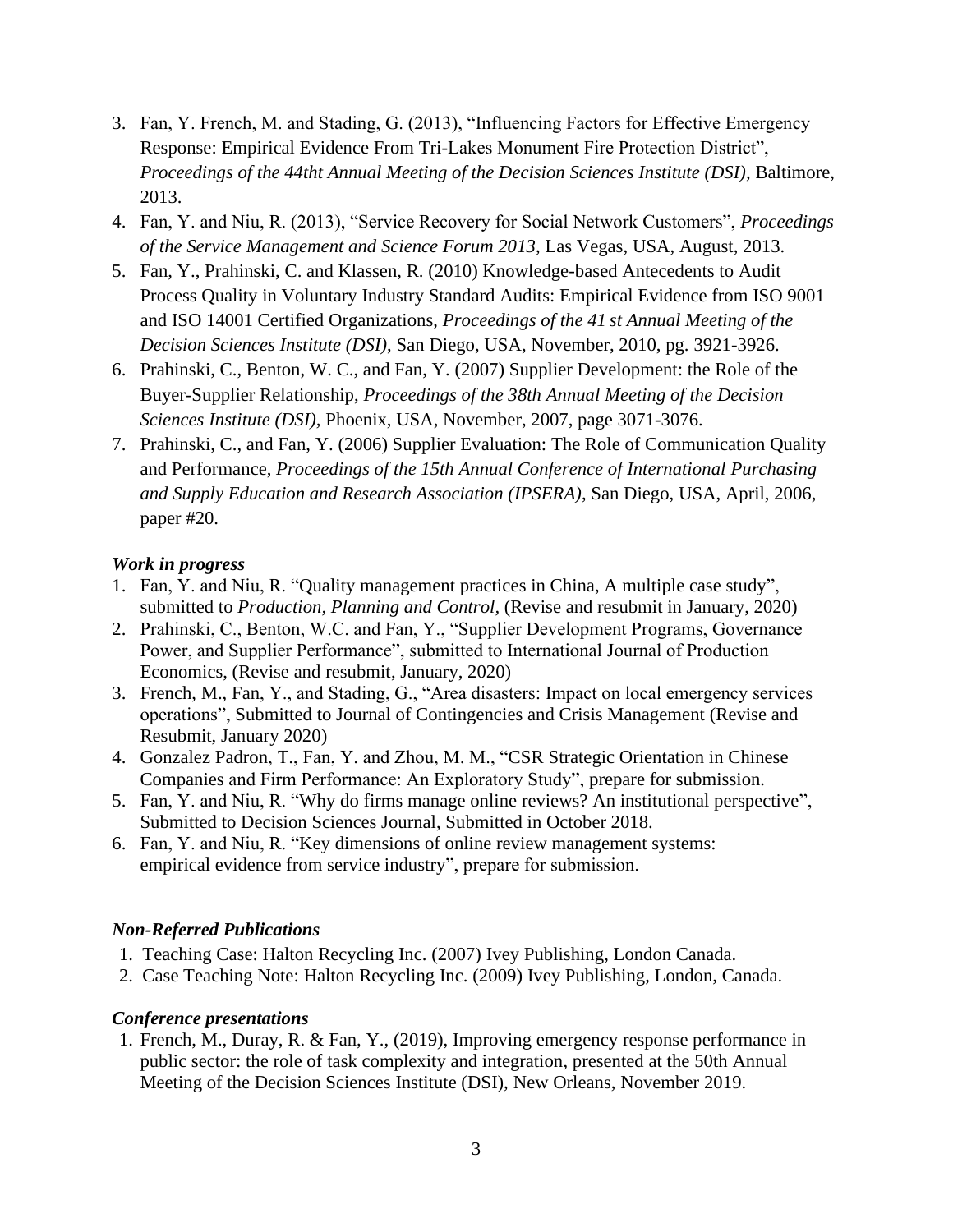3. Fan, Y. French, M. and Stading, G. (2013), "Influencing Factors for Effective Emergency Response: Empirical Evidence From Tri-Lakes Monument Fire Protection District", *Proceedings of the 44tht Annual Meeting of the Decision Sciences Institute (DSI)*, Baltimore, 2013.
4. Fan, Y. and Niu, R. (2013), "Service Recovery for Social Network Customers", *Proceedings of the Service Management and Science Forum 2013*, Las Vegas, USA, August, 2013.
5. Fan, Y., Prahinski, C. and Klassen, R. (2010) Knowledge-based Antecedents to Audit Process Quality in Voluntary Industry Standard Audits: Empirical Evidence from ISO 9001 and ISO 14001 Certified Organizations, *Proceedings of the 41 st Annual Meeting of the Decision Sciences Institute (DSI)*, San Diego, USA, November, 2010, pg. 3921-3926.
6. Prahinski, C., Benton, W. C., and Fan, Y. (2007) Supplier Development: the Role of the Buyer-Supplier Relationship, *Proceedings of the 38th Annual Meeting of the Decision Sciences Institute (DSI)*, Phoenix, USA, November, 2007, page 3071-3076.
7. Prahinski, C., and Fan, Y. (2006) Supplier Evaluation: The Role of Communication Quality and Performance, *Proceedings of the 15th Annual Conference of International Purchasing and Supply Education and Research Association (IPSERA)*, San Diego, USA, April, 2006, paper #20.

### *Work in progress*

1. Fan, Y. and Niu, R. "Quality management practices in China, A multiple case study", submitted to *Production, Planning and Control*, (Revise and resubmit in January, 2020)
2. Prahinski, C., Benton, W.C. and Fan, Y., "Supplier Development Programs, Governance Power, and Supplier Performance", submitted to International Journal of Production Economics, (Revise and resubmit, January, 2020)
3. French, M., Fan, Y., and Stading, G., "Area disasters: Impact on local emergency services operations", Submitted to Journal of Contingencies and Crisis Management (Revise and Resubmit, January 2020)
4. Gonzalez Padron, T., Fan, Y. and Zhou, M. M., "CSR Strategic Orientation in Chinese Companies and Firm Performance: An Exploratory Study", prepare for submission.
5. Fan, Y. and Niu, R. "Why do firms manage online reviews? An institutional perspective", Submitted to Decision Sciences Journal, Submitted in October 2018.
6. Fan, Y. and Niu, R. "Key dimensions of online review management systems: empirical evidence from service industry", prepare for submission.

### *Non-Referred Publications*

1. Teaching Case: Halton Recycling Inc. (2007) Ivey Publishing, London Canada.
2. Case Teaching Note: Halton Recycling Inc. (2009) Ivey Publishing, London, Canada.

### *Conference presentations*

1. French, M., Duray, R. & Fan, Y., (2019), Improving emergency response performance in public sector: the role of task complexity and integration, presented at the 50th Annual Meeting of the Decision Sciences Institute (DSI), New Orleans, November 2019.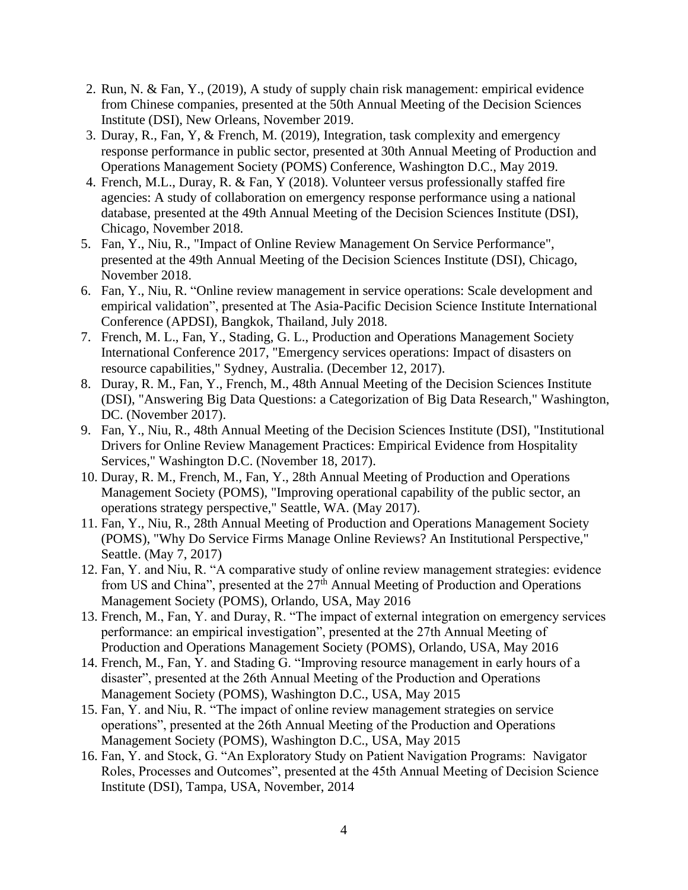2. Run, N. & Fan, Y., (2019), A study of supply chain risk management: empirical evidence from Chinese companies, presented at the 50th Annual Meeting of the Decision Sciences Institute (DSI), New Orleans, November 2019.
3. Duray, R., Fan, Y, & French, M. (2019), Integration, task complexity and emergency response performance in public sector, presented at 30th Annual Meeting of Production and Operations Management Society (POMS) Conference, Washington D.C., May 2019.
4. French, M.L., Duray, R. & Fan, Y (2018). Volunteer versus professionally staffed fire agencies: A study of collaboration on emergency response performance using a national database, presented at the 49th Annual Meeting of the Decision Sciences Institute (DSI), Chicago, November 2018.
5. Fan, Y., Niu, R., "Impact of Online Review Management On Service Performance", presented at the 49th Annual Meeting of the Decision Sciences Institute (DSI), Chicago, November 2018.
6. Fan, Y., Niu, R. "Online review management in service operations: Scale development and empirical validation", presented at The Asia-Pacific Decision Science Institute International Conference (APDSI), Bangkok, Thailand, July 2018.
7. French, M. L., Fan, Y., Stading, G. L., Production and Operations Management Society International Conference 2017, "Emergency services operations: Impact of disasters on resource capabilities," Sydney, Australia. (December 12, 2017).
8. Duray, R. M., Fan, Y., French, M., 48th Annual Meeting of the Decision Sciences Institute (DSI), "Answering Big Data Questions: a Categorization of Big Data Research," Washington, DC. (November 2017).
9. Fan, Y., Niu, R., 48th Annual Meeting of the Decision Sciences Institute (DSI), "Institutional Drivers for Online Review Management Practices: Empirical Evidence from Hospitality Services," Washington D.C. (November 18, 2017).
10. Duray, R. M., French, M., Fan, Y., 28th Annual Meeting of Production and Operations Management Society (POMS), "Improving operational capability of the public sector, an operations strategy perspective," Seattle, WA. (May 2017).
11. Fan, Y., Niu, R., 28th Annual Meeting of Production and Operations Management Society (POMS), "Why Do Service Firms Manage Online Reviews? An Institutional Perspective," Seattle. (May 7, 2017)
12. Fan, Y. and Niu, R. "A comparative study of online review management strategies: evidence from US and China", presented at the 27th Annual Meeting of Production and Operations Management Society (POMS), Orlando, USA, May 2016
13. French, M., Fan, Y. and Duray, R. "The impact of external integration on emergency services performance: an empirical investigation", presented at the 27th Annual Meeting of Production and Operations Management Society (POMS), Orlando, USA, May 2016
14. French, M., Fan, Y. and Stading G. "Improving resource management in early hours of a disaster", presented at the 26th Annual Meeting of the Production and Operations Management Society (POMS), Washington D.C., USA, May 2015
15. Fan, Y. and Niu, R. "The impact of online review management strategies on service operations", presented at the 26th Annual Meeting of the Production and Operations Management Society (POMS), Washington D.C., USA, May 2015
16. Fan, Y. and Stock, G. "An Exploratory Study on Patient Navigation Programs: Navigator Roles, Processes and Outcomes", presented at the 45th Annual Meeting of Decision Science Institute (DSI), Tampa, USA, November, 2014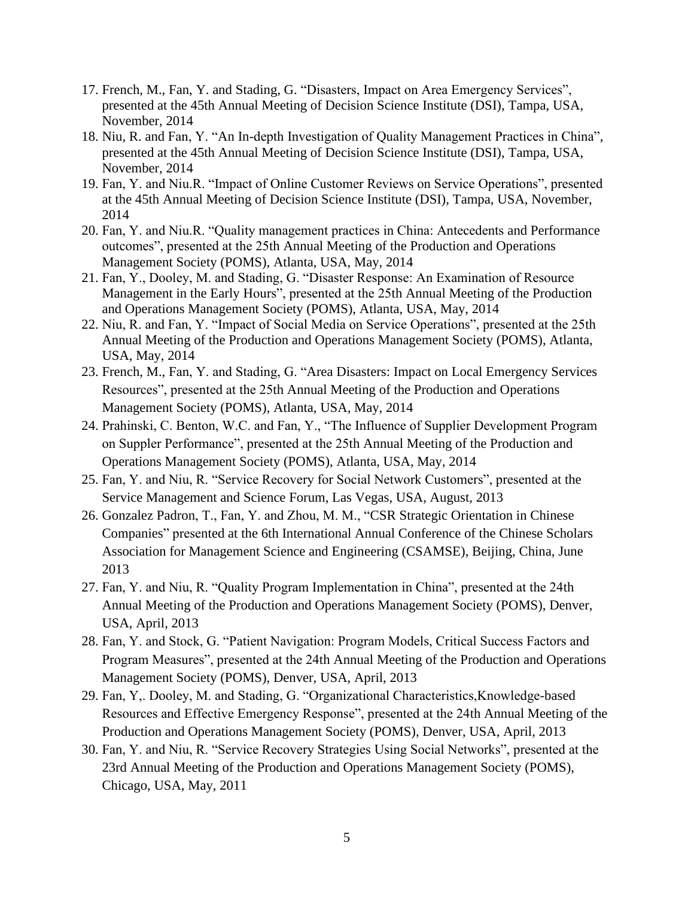17. French, M., Fan, Y. and Stading, G. “Disasters, Impact on Area Emergency Services”, presented at the 45th Annual Meeting of Decision Science Institute (DSI), Tampa, USA, November, 2014
18. Niu, R. and Fan, Y. “An In-depth Investigation of Quality Management Practices in China”, presented at the 45th Annual Meeting of Decision Science Institute (DSI), Tampa, USA, November, 2014
19. Fan, Y. and Niu.R. “Impact of Online Customer Reviews on Service Operations”, presented at the 45th Annual Meeting of Decision Science Institute (DSI), Tampa, USA, November, 2014
20. Fan, Y. and Niu.R. “Quality management practices in China: Antecedents and Performance outcomes”, presented at the 25th Annual Meeting of the Production and Operations Management Society (POMS), Atlanta, USA, May, 2014
21. Fan, Y., Dooley, M. and Stading, G. “Disaster Response: An Examination of Resource Management in the Early Hours”, presented at the 25th Annual Meeting of the Production and Operations Management Society (POMS), Atlanta, USA, May, 2014
22. Niu, R. and Fan, Y. “Impact of Social Media on Service Operations”, presented at the 25th Annual Meeting of the Production and Operations Management Society (POMS), Atlanta, USA, May, 2014
23. French, M., Fan, Y. and Stading, G. “Area Disasters: Impact on Local Emergency Services Resources”, presented at the 25th Annual Meeting of the Production and Operations Management Society (POMS), Atlanta, USA, May, 2014
24. Prahinski, C. Benton, W.C. and Fan, Y., “The Influence of Supplier Development Program on Suppler Performance”, presented at the 25th Annual Meeting of the Production and Operations Management Society (POMS), Atlanta, USA, May, 2014
25. Fan, Y. and Niu, R. “Service Recovery for Social Network Customers”, presented at the Service Management and Science Forum, Las Vegas, USA, August, 2013
26. Gonzalez Padron, T., Fan, Y. and Zhou, M. M., “CSR Strategic Orientation in Chinese Companies” presented at the 6th International Annual Conference of the Chinese Scholars Association for Management Science and Engineering (CSAMSE), Beijing, China, June 2013
27. Fan, Y. and Niu, R. “Quality Program Implementation in China”, presented at the 24th Annual Meeting of the Production and Operations Management Society (POMS), Denver, USA, April, 2013
28. Fan, Y. and Stock, G. “Patient Navigation: Program Models, Critical Success Factors and Program Measures”, presented at the 24th Annual Meeting of the Production and Operations Management Society (POMS), Denver, USA, April, 2013
29. Fan, Y,. Dooley, M. and Stading, G. “Organizational Characteristics,Knowledge-based Resources and Effective Emergency Response”, presented at the 24th Annual Meeting of the Production and Operations Management Society (POMS), Denver, USA, April, 2013
30. Fan, Y. and Niu, R. “Service Recovery Strategies Using Social Networks”, presented at the 23rd Annual Meeting of the Production and Operations Management Society (POMS), Chicago, USA, May, 2011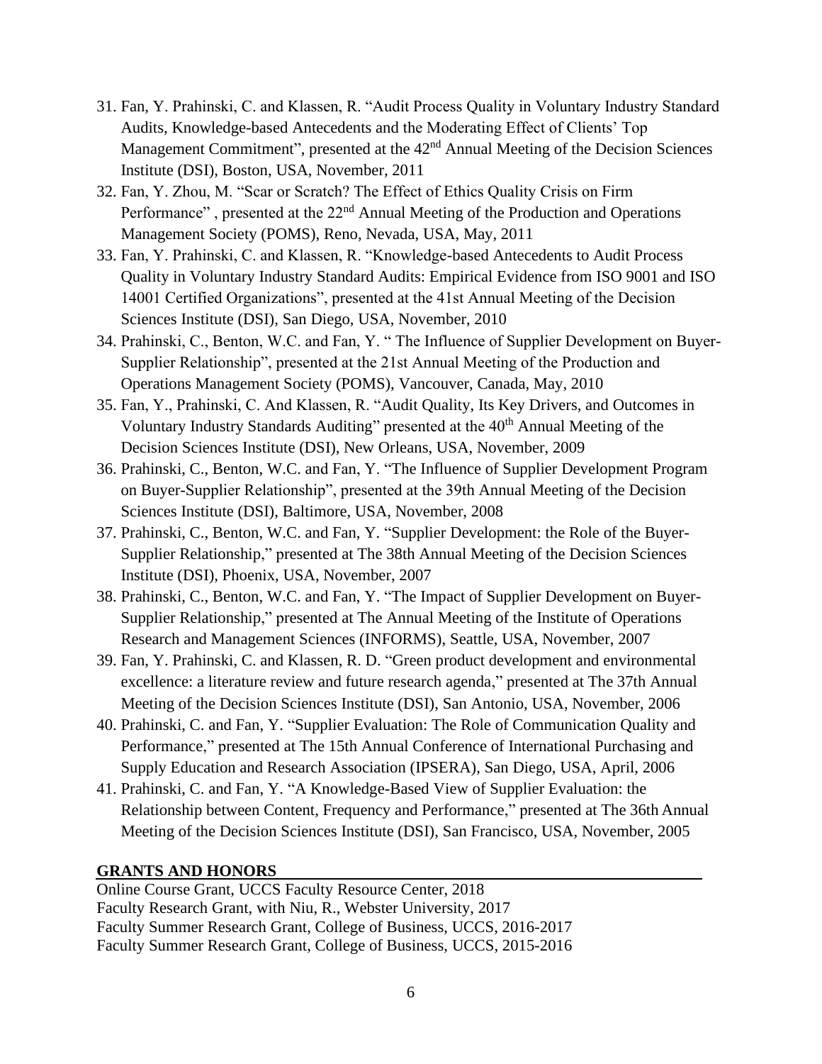31. Fan, Y. Prahinski, C. and Klassen, R. "Audit Process Quality in Voluntary Industry Standard Audits, Knowledge-based Antecedents and the Moderating Effect of Clients' Top Management Commitment", presented at the 42nd Annual Meeting of the Decision Sciences Institute (DSI), Boston, USA, November, 2011
32. Fan, Y. Zhou, M. "Scar or Scratch? The Effect of Ethics Quality Crisis on Firm Performance" , presented at the 22nd Annual Meeting of the Production and Operations Management Society (POMS), Reno, Nevada, USA, May, 2011
33. Fan, Y. Prahinski, C. and Klassen, R. "Knowledge-based Antecedents to Audit Process Quality in Voluntary Industry Standard Audits: Empirical Evidence from ISO 9001 and ISO 14001 Certified Organizations", presented at the 41st Annual Meeting of the Decision Sciences Institute (DSI), San Diego, USA, November, 2010
34. Prahinski, C., Benton, W.C. and Fan, Y. " The Influence of Supplier Development on Buyer-Supplier Relationship", presented at the 21st Annual Meeting of the Production and Operations Management Society (POMS), Vancouver, Canada, May, 2010
35. Fan, Y., Prahinski, C. And Klassen, R. "Audit Quality, Its Key Drivers, and Outcomes in Voluntary Industry Standards Auditing" presented at the 40th Annual Meeting of the Decision Sciences Institute (DSI), New Orleans, USA, November, 2009
36. Prahinski, C., Benton, W.C. and Fan, Y. "The Influence of Supplier Development Program on Buyer-Supplier Relationship", presented at the 39th Annual Meeting of the Decision Sciences Institute (DSI), Baltimore, USA, November, 2008
37. Prahinski, C., Benton, W.C. and Fan, Y. "Supplier Development: the Role of the Buyer-Supplier Relationship," presented at The 38th Annual Meeting of the Decision Sciences Institute (DSI), Phoenix, USA, November, 2007
38. Prahinski, C., Benton, W.C. and Fan, Y. "The Impact of Supplier Development on Buyer-Supplier Relationship," presented at The Annual Meeting of the Institute of Operations Research and Management Sciences (INFORMS), Seattle, USA, November, 2007
39. Fan, Y. Prahinski, C. and Klassen, R. D. "Green product development and environmental excellence: a literature review and future research agenda," presented at The 37th Annual Meeting of the Decision Sciences Institute (DSI), San Antonio, USA, November, 2006
40. Prahinski, C. and Fan, Y. "Supplier Evaluation: The Role of Communication Quality and Performance," presented at The 15th Annual Conference of International Purchasing and Supply Education and Research Association (IPSERA), San Diego, USA, April, 2006
41. Prahinski, C. and Fan, Y. "A Knowledge-Based View of Supplier Evaluation: the Relationship between Content, Frequency and Performance," presented at The 36th Annual Meeting of the Decision Sciences Institute (DSI), San Francisco, USA, November, 2005

## GRANTS AND HONORS

Online Course Grant, UCCS Faculty Resource Center, 2018
Faculty Research Grant, with Niu, R., Webster University, 2017
Faculty Summer Research Grant, College of Business, UCCS, 2016-2017
Faculty Summer Research Grant, College of Business, UCCS, 2015-2016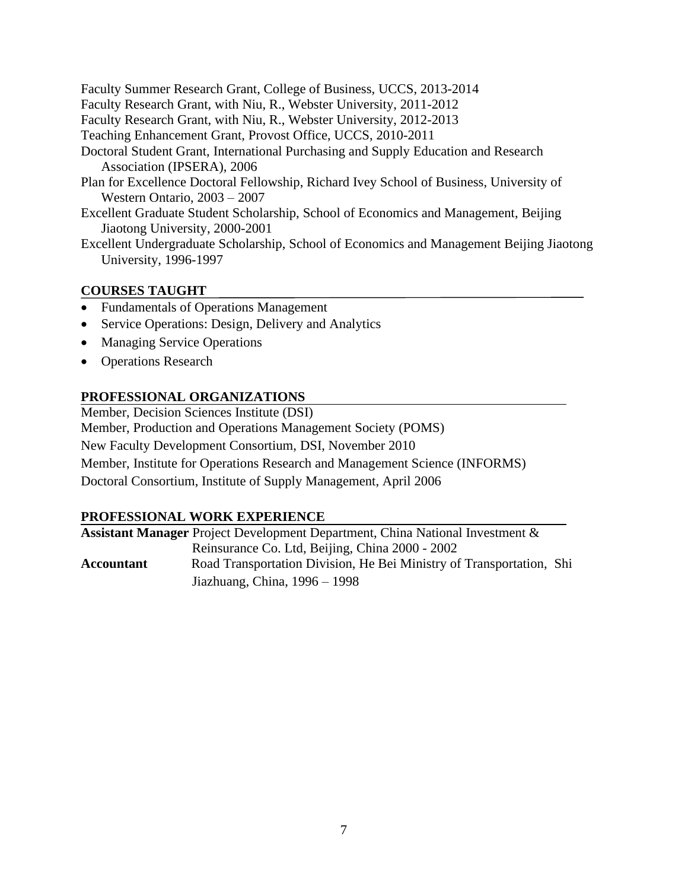Faculty Summer Research Grant, College of Business, UCCS, 2013-2014

Faculty Research Grant, with Niu, R., Webster University, 2011-2012

Faculty Research Grant, with Niu, R., Webster University, 2012-2013

Teaching Enhancement Grant, Provost Office, UCCS, 2010-2011

Doctoral Student Grant, International Purchasing and Supply Education and Research Association (IPSERA), 2006

Plan for Excellence Doctoral Fellowship, Richard Ivey School of Business, University of Western Ontario, 2003 – 2007

Excellent Graduate Student Scholarship, School of Economics and Management, Beijing Jiaotong University, 2000-2001

Excellent Undergraduate Scholarship, School of Economics and Management Beijing Jiaotong University, 1996-1997

## COURSES TAUGHT

- Fundamentals of Operations Management
- Service Operations: Design, Delivery and Analytics
- Managing Service Operations
- Operations Research

## PROFESSIONAL ORGANIZATIONS

Member, Decision Sciences Institute (DSI)

Member, Production and Operations Management Society (POMS)

New Faculty Development Consortium, DSI, November 2010

Member, Institute for Operations Research and Management Science (INFORMS)

Doctoral Consortium, Institute of Supply Management, April 2006

## PROFESSIONAL WORK EXPERIENCE

**Assistant Manager** Project Development Department, China National Investment & Reinsurance Co. Ltd, Beijing, China 2000 - 2002

**Accountant** Road Transportation Division, He Bei Ministry of Transportation, Shi Jiazhuang, China, 1996 – 1998